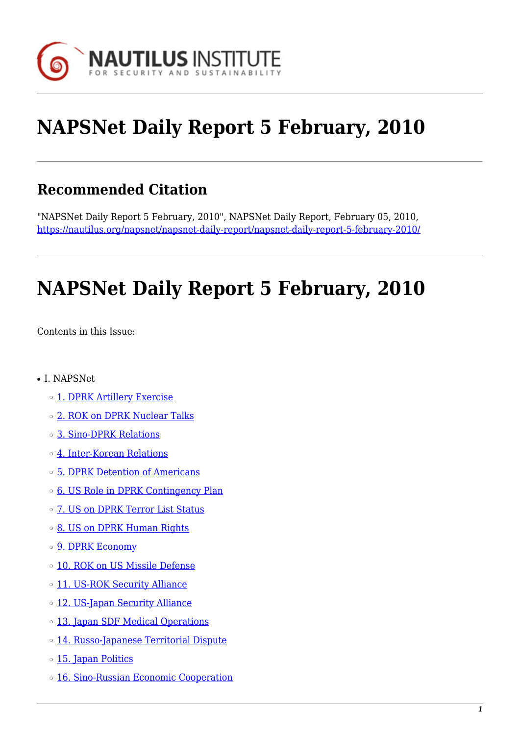# NAPSNet Daily Report 5 February, 2010

## Recommended Citation

"NAPSNet Daily Report 5 February, 2010", NAPSNet Daily Report, February 05, 2010, https://nautilus.org/napsnet/napsnet-daily-report/napsnet-daily-report-5-february-2010/

# NAPSNet Daily Report 5 February, 2010

Contents in this Issue:

- I. NAPSNet
  - 1. DPRK Artillery Exercise
  - 2. ROK on DPRK Nuclear Talks
  - 3. Sino-DPRK Relations
  - 4. Inter-Korean Relations
  - 5. DPRK Detention of Americans
  - 6. US Role in DPRK Contingency Plan
  - 7. US on DPRK Terror List Status
  - 8. US on DPRK Human Rights
  - 9. DPRK Economy
  - 10. ROK on US Missile Defense
  - 11. US-ROK Security Alliance
  - 12. US-Japan Security Alliance
  - 13. Japan SDF Medical Operations
  - 14. Russo-Japanese Territorial Dispute
  - 15. Japan Politics
  - 16. Sino-Russian Economic Cooperation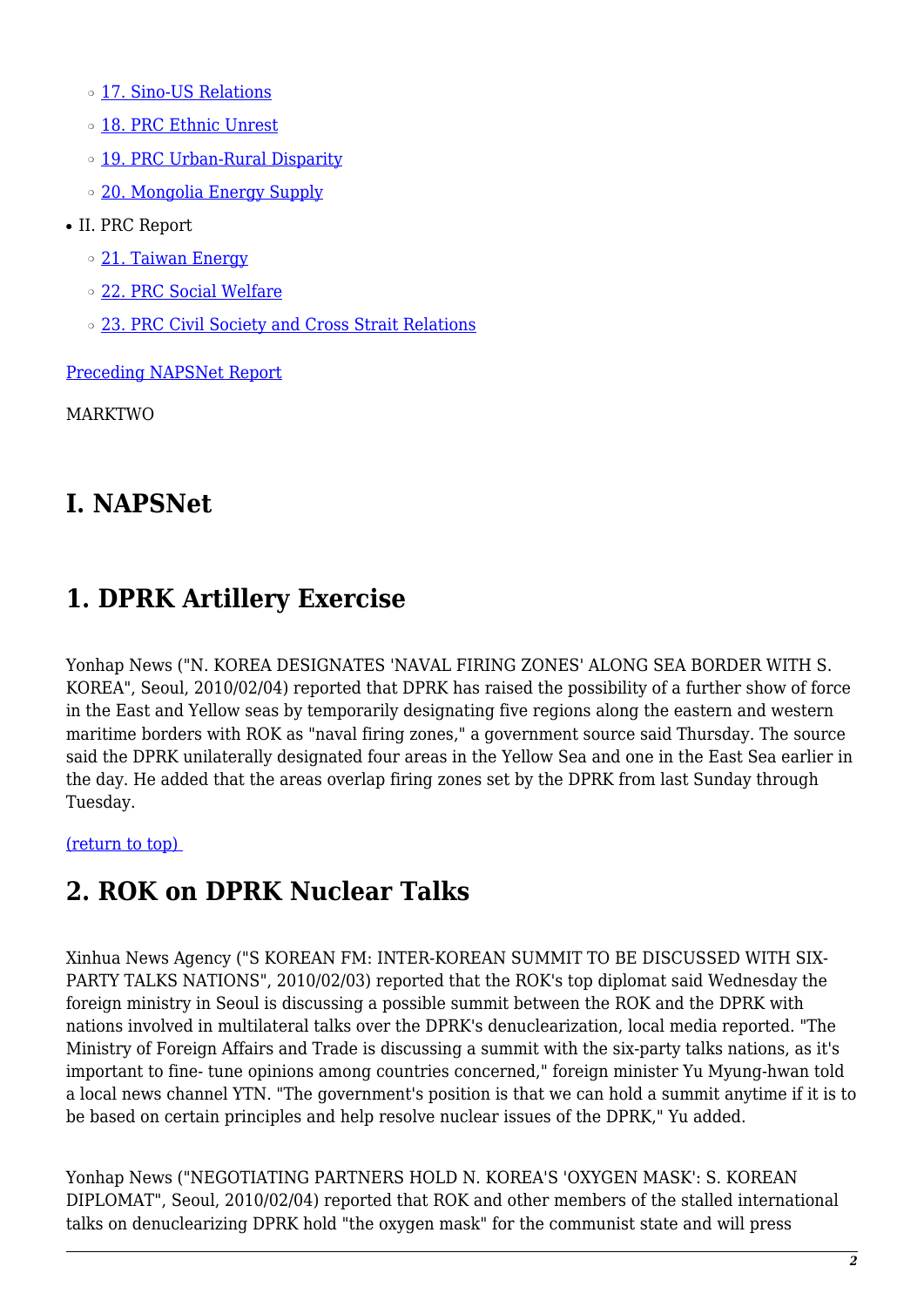- 17. Sino-US Relations
- 18. PRC Ethnic Unrest
- 19. PRC Urban-Rural Disparity
- 20. Mongolia Energy Supply

- II. PRC Report
  - 21. Taiwan Energy
  - 22. PRC Social Welfare
  - 23. PRC Civil Society and Cross Strait Relations

Preceding NAPSNet Report

MARKTWO

# I. NAPSNet

## 1. DPRK Artillery Exercise

Yonhap News ("N. KOREA DESIGNATES 'NAVAL FIRING ZONES' ALONG SEA BORDER WITH S. KOREA", Seoul, 2010/02/04) reported that DPRK has raised the possibility of a further show of force in the East and Yellow seas by temporarily designating five regions along the eastern and western maritime borders with ROK as "naval firing zones," a government source said Thursday. The source said the DPRK unilaterally designated four areas in the Yellow Sea and one in the East Sea earlier in the day. He added that the areas overlap firing zones set by the DPRK from last Sunday through Tuesday.

(return to top)

## 2. ROK on DPRK Nuclear Talks

Xinhua News Agency ("S KOREAN FM: INTER-KOREAN SUMMIT TO BE DISCUSSED WITH SIX-PARTY TALKS NATIONS", 2010/02/03) reported that the ROK's top diplomat said Wednesday the foreign ministry in Seoul is discussing a possible summit between the ROK and the DPRK with nations involved in multilateral talks over the DPRK's denuclearization, local media reported. "The Ministry of Foreign Affairs and Trade is discussing a summit with the six-party talks nations, as it's important to fine- tune opinions among countries concerned," foreign minister Yu Myung-hwan told a local news channel YTN. "The government's position is that we can hold a summit anytime if it is to be based on certain principles and help resolve nuclear issues of the DPRK," Yu added.

Yonhap News ("NEGOTIATING PARTNERS HOLD N. KOREA'S 'OXYGEN MASK': S. KOREAN DIPLOMAT", Seoul, 2010/02/04) reported that ROK and other members of the stalled international talks on denuclearizing DPRK hold "the oxygen mask" for the communist state and will press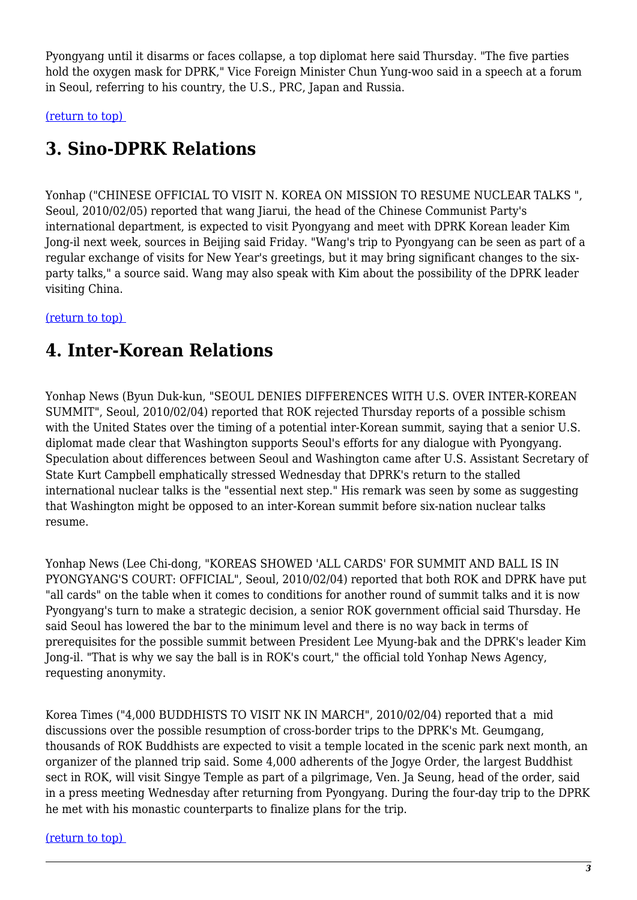Pyongyang until it disarms or faces collapse, a top diplomat here said Thursday. "The five parties hold the oxygen mask for DPRK," Vice Foreign Minister Chun Yung-woo said in a speech at a forum in Seoul, referring to his country, the U.S., PRC, Japan and Russia.

(return to top)

# 3. Sino-DPRK Relations

Yonhap ("CHINESE OFFICIAL TO VISIT N. KOREA ON MISSION TO RESUME NUCLEAR TALKS ", Seoul, 2010/02/05) reported that wang Jiarui, the head of the Chinese Communist Party's international department, is expected to visit Pyongyang and meet with DPRK Korean leader Kim Jong-il next week, sources in Beijing said Friday. "Wang's trip to Pyongyang can be seen as part of a regular exchange of visits for New Year's greetings, but it may bring significant changes to the six-party talks," a source said. Wang may also speak with Kim about the possibility of the DPRK leader visiting China.

(return to top)

# 4. Inter-Korean Relations

Yonhap News (Byun Duk-kun, "SEOUL DENIES DIFFERENCES WITH U.S. OVER INTER-KOREAN SUMMIT", Seoul, 2010/02/04) reported that ROK rejected Thursday reports of a possible schism with the United States over the timing of a potential inter-Korean summit, saying that a senior U.S. diplomat made clear that Washington supports Seoul's efforts for any dialogue with Pyongyang. Speculation about differences between Seoul and Washington came after U.S. Assistant Secretary of State Kurt Campbell emphatically stressed Wednesday that DPRK's return to the stalled international nuclear talks is the "essential next step." His remark was seen by some as suggesting that Washington might be opposed to an inter-Korean summit before six-nation nuclear talks resume.

Yonhap News (Lee Chi-dong, "KOREAS SHOWED 'ALL CARDS' FOR SUMMIT AND BALL IS IN PYONGYANG'S COURT: OFFICIAL", Seoul, 2010/02/04) reported that both ROK and DPRK have put "all cards" on the table when it comes to conditions for another round of summit talks and it is now Pyongyang's turn to make a strategic decision, a senior ROK government official said Thursday. He said Seoul has lowered the bar to the minimum level and there is no way back in terms of prerequisites for the possible summit between President Lee Myung-bak and the DPRK's leader Kim Jong-il. "That is why we say the ball is in ROK's court," the official told Yonhap News Agency, requesting anonymity.

Korea Times ("4,000 BUDDHISTS TO VISIT NK IN MARCH", 2010/02/04) reported that a mid discussions over the possible resumption of cross-border trips to the DPRK's Mt. Geumgang, thousands of ROK Buddhists are expected to visit a temple located in the scenic park next month, an organizer of the planned trip said. Some 4,000 adherents of the Jogye Order, the largest Buddhist sect in ROK, will visit Singye Temple as part of a pilgrimage, Ven. Ja Seung, head of the order, said in a press meeting Wednesday after returning from Pyongyang. During the four-day trip to the DPRK he met with his monastic counterparts to finalize plans for the trip.

(return to top)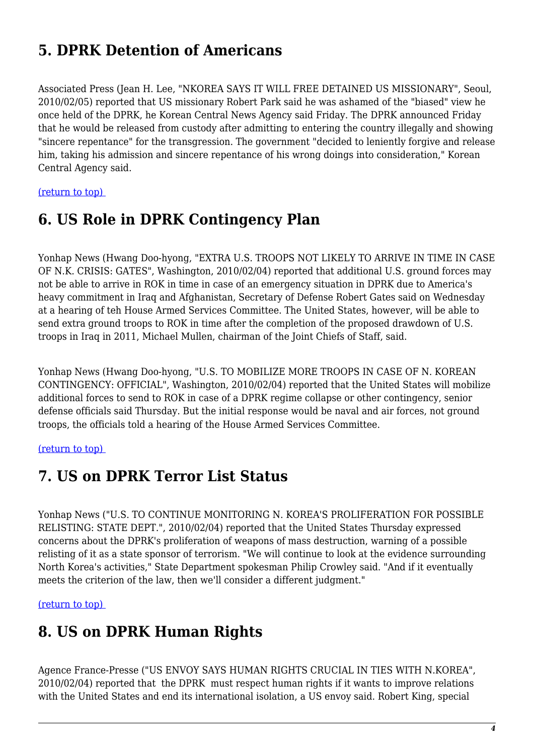## 5. DPRK Detention of Americans

Associated Press (Jean H. Lee, "NKOREA SAYS IT WILL FREE DETAINED US MISSIONARY", Seoul, 2010/02/05) reported that US missionary Robert Park said he was ashamed of the "biased" view he once held of the DPRK, he Korean Central News Agency said Friday. The DPRK announced Friday that he would be released from custody after admitting to entering the country illegally and showing "sincere repentance" for the transgression. The government "decided to leniently forgive and release him, taking his admission and sincere repentance of his wrong doings into consideration," Korean Central Agency said.

(return to top)

## 6. US Role in DPRK Contingency Plan

Yonhap News (Hwang Doo-hyong, "EXTRA U.S. TROOPS NOT LIKELY TO ARRIVE IN TIME IN CASE OF N.K. CRISIS: GATES", Washington, 2010/02/04) reported that additional U.S. ground forces may not be able to arrive in ROK in time in case of an emergency situation in DPRK due to America's heavy commitment in Iraq and Afghanistan, Secretary of Defense Robert Gates said on Wednesday at a hearing of teh House Armed Services Committee. The United States, however, will be able to send extra ground troops to ROK in time after the completion of the proposed drawdown of U.S. troops in Iraq in 2011, Michael Mullen, chairman of the Joint Chiefs of Staff, said.

Yonhap News (Hwang Doo-hyong, "U.S. TO MOBILIZE MORE TROOPS IN CASE OF N. KOREAN CONTINGENCY: OFFICIAL", Washington, 2010/02/04) reported that the United States will mobilize additional forces to send to ROK in case of a DPRK regime collapse or other contingency, senior defense officials said Thursday. But the initial response would be naval and air forces, not ground troops, the officials told a hearing of the House Armed Services Committee.

(return to top)

## 7. US on DPRK Terror List Status

Yonhap News ("U.S. TO CONTINUE MONITORING N. KOREA'S PROLIFERATION FOR POSSIBLE RELISTING: STATE DEPT.", 2010/02/04) reported that the United States Thursday expressed concerns about the DPRK's proliferation of weapons of mass destruction, warning of a possible relisting of it as a state sponsor of terrorism. "We will continue to look at the evidence surrounding North Korea's activities," State Department spokesman Philip Crowley said. "And if it eventually meets the criterion of the law, then we'll consider a different judgment."

(return to top)

## 8. US on DPRK Human Rights

Agence France-Presse ("US ENVOY SAYS HUMAN RIGHTS CRUCIAL IN TIES WITH N.KOREA", 2010/02/04) reported that the DPRK must respect human rights if it wants to improve relations with the United States and end its international isolation, a US envoy said. Robert King, special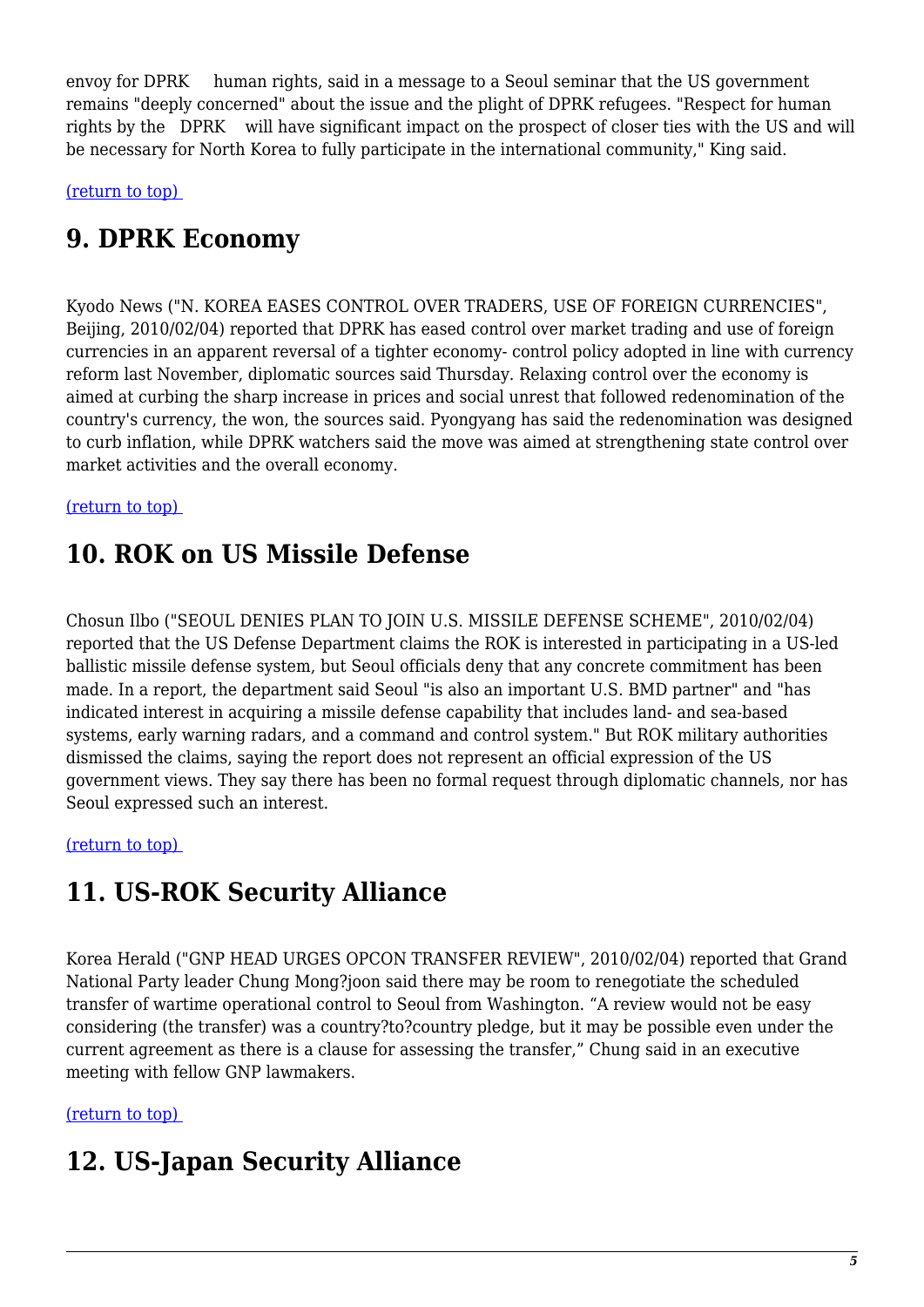envoy for DPRK human rights, said in a message to a Seoul seminar that the US government remains "deeply concerned" about the issue and the plight of DPRK refugees. "Respect for human rights by the DPRK will have significant impact on the prospect of closer ties with the US and will be necessary for North Korea to fully participate in the international community," King said.

(return to top)

## 9. DPRK Economy

Kyodo News ("N. KOREA EASES CONTROL OVER TRADERS, USE OF FOREIGN CURRENCIES", Beijing, 2010/02/04) reported that DPRK has eased control over market trading and use of foreign currencies in an apparent reversal of a tighter economy- control policy adopted in line with currency reform last November, diplomatic sources said Thursday. Relaxing control over the economy is aimed at curbing the sharp increase in prices and social unrest that followed redenomination of the country's currency, the won, the sources said. Pyongyang has said the redenomination was designed to curb inflation, while DPRK watchers said the move was aimed at strengthening state control over market activities and the overall economy.

(return to top)

## 10. ROK on US Missile Defense

Chosun Ilbo ("SEOUL DENIES PLAN TO JOIN U.S. MISSILE DEFENSE SCHEME", 2010/02/04) reported that the US Defense Department claims the ROK is interested in participating in a US-led ballistic missile defense system, but Seoul officials deny that any concrete commitment has been made. In a report, the department said Seoul "is also an important U.S. BMD partner" and "has indicated interest in acquiring a missile defense capability that includes land- and sea-based systems, early warning radars, and a command and control system." But ROK military authorities dismissed the claims, saying the report does not represent an official expression of the US government views. They say there has been no formal request through diplomatic channels, nor has Seoul expressed such an interest.

(return to top)

## 11. US-ROK Security Alliance

Korea Herald ("GNP HEAD URGES OPCON TRANSFER REVIEW", 2010/02/04) reported that Grand National Party leader Chung Mong?joon said there may be room to renegotiate the scheduled transfer of wartime operational control to Seoul from Washington. "A review would not be easy considering (the transfer) was a country?to?country pledge, but it may be possible even under the current agreement as there is a clause for assessing the transfer," Chung said in an executive meeting with fellow GNP lawmakers.

(return to top)

## 12. US-Japan Security Alliance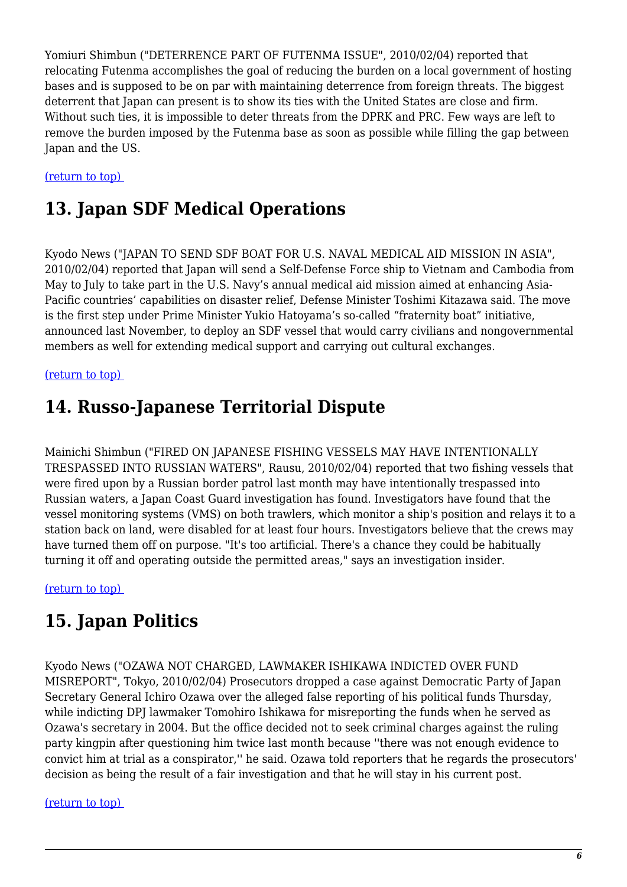Yomiuri Shimbun ("DETERRENCE PART OF FUTENMA ISSUE", 2010/02/04) reported that relocating Futenma accomplishes the goal of reducing the burden on a local government of hosting bases and is supposed to be on par with maintaining deterrence from foreign threats. The biggest deterrent that Japan can present is to show its ties with the United States are close and firm. Without such ties, it is impossible to deter threats from the DPRK and PRC. Few ways are left to remove the burden imposed by the Futenma base as soon as possible while filling the gap between Japan and the US.

(return to top)

## 13. Japan SDF Medical Operations

Kyodo News ("JAPAN TO SEND SDF BOAT FOR U.S. NAVAL MEDICAL AID MISSION IN ASIA", 2010/02/04) reported that Japan will send a Self-Defense Force ship to Vietnam and Cambodia from May to July to take part in the U.S. Navy's annual medical aid mission aimed at enhancing Asia-Pacific countries' capabilities on disaster relief, Defense Minister Toshimi Kitazawa said. The move is the first step under Prime Minister Yukio Hatoyama's so-called "fraternity boat" initiative, announced last November, to deploy an SDF vessel that would carry civilians and nongovernmental members as well for extending medical support and carrying out cultural exchanges.

(return to top)

## 14. Russo-Japanese Territorial Dispute

Mainichi Shimbun ("FIRED ON JAPANESE FISHING VESSELS MAY HAVE INTENTIONALLY TRESPASSED INTO RUSSIAN WATERS", Rausu, 2010/02/04) reported that two fishing vessels that were fired upon by a Russian border patrol last month may have intentionally trespassed into Russian waters, a Japan Coast Guard investigation has found. Investigators have found that the vessel monitoring systems (VMS) on both trawlers, which monitor a ship's position and relays it to a station back on land, were disabled for at least four hours. Investigators believe that the crews may have turned them off on purpose. "It's too artificial. There's a chance they could be habitually turning it off and operating outside the permitted areas," says an investigation insider.

(return to top)

## 15. Japan Politics

Kyodo News ("OZAWA NOT CHARGED, LAWMAKER ISHIKAWA INDICTED OVER FUND MISREPORT", Tokyo, 2010/02/04) Prosecutors dropped a case against Democratic Party of Japan Secretary General Ichiro Ozawa over the alleged false reporting of his political funds Thursday, while indicting DPJ lawmaker Tomohiro Ishikawa for misreporting the funds when he served as Ozawa's secretary in 2004. But the office decided not to seek criminal charges against the ruling party kingpin after questioning him twice last month because ''there was not enough evidence to convict him at trial as a conspirator,'' he said. Ozawa told reporters that he regards the prosecutors' decision as being the result of a fair investigation and that he will stay in his current post.

(return to top)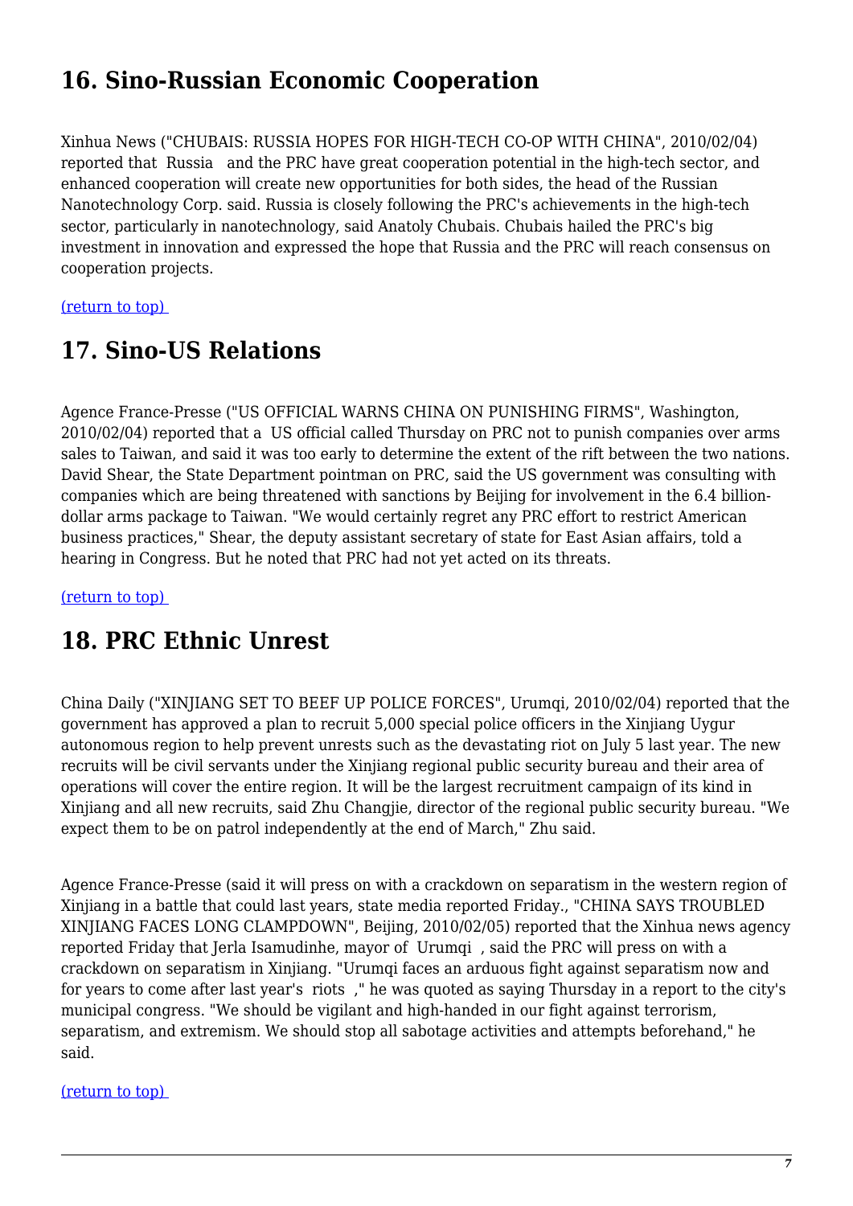## 16. Sino-Russian Economic Cooperation

Xinhua News ("CHUBAIS: RUSSIA HOPES FOR HIGH-TECH CO-OP WITH CHINA", 2010/02/04) reported that Russia and the PRC have great cooperation potential in the high-tech sector, and enhanced cooperation will create new opportunities for both sides, the head of the Russian Nanotechnology Corp. said. Russia is closely following the PRC's achievements in the high-tech sector, particularly in nanotechnology, said Anatoly Chubais. Chubais hailed the PRC's big investment in innovation and expressed the hope that Russia and the PRC will reach consensus on cooperation projects.

(return to top)

## 17. Sino-US Relations

Agence France-Presse ("US OFFICIAL WARNS CHINA ON PUNISHING FIRMS", Washington, 2010/02/04) reported that a US official called Thursday on PRC not to punish companies over arms sales to Taiwan, and said it was too early to determine the extent of the rift between the two nations. David Shear, the State Department pointman on PRC, said the US government was consulting with companies which are being threatened with sanctions by Beijing for involvement in the 6.4 billion-dollar arms package to Taiwan. "We would certainly regret any PRC effort to restrict American business practices," Shear, the deputy assistant secretary of state for East Asian affairs, told a hearing in Congress. But he noted that PRC had not yet acted on its threats.

(return to top)

## 18. PRC Ethnic Unrest

China Daily ("XINJIANG SET TO BEEF UP POLICE FORCES", Urumqi, 2010/02/04) reported that the government has approved a plan to recruit 5,000 special police officers in the Xinjiang Uygur autonomous region to help prevent unrests such as the devastating riot on July 5 last year. The new recruits will be civil servants under the Xinjiang regional public security bureau and their area of operations will cover the entire region. It will be the largest recruitment campaign of its kind in Xinjiang and all new recruits, said Zhu Changjie, director of the regional public security bureau. "We expect them to be on patrol independently at the end of March," Zhu said.

Agence France-Presse (said it will press on with a crackdown on separatism in the western region of Xinjiang in a battle that could last years, state media reported Friday., "CHINA SAYS TROUBLED XINJIANG FACES LONG CLAMPDOWN", Beijing, 2010/02/05) reported that the Xinhua news agency reported Friday that Jerla Isamudinhe, mayor of Urumqi , said the PRC will press on with a crackdown on separatism in Xinjiang. "Urumqi faces an arduous fight against separatism now and for years to come after last year's riots ," he was quoted as saying Thursday in a report to the city's municipal congress. "We should be vigilant and high-handed in our fight against terrorism, separatism, and extremism. We should stop all sabotage activities and attempts beforehand," he said.

(return to top)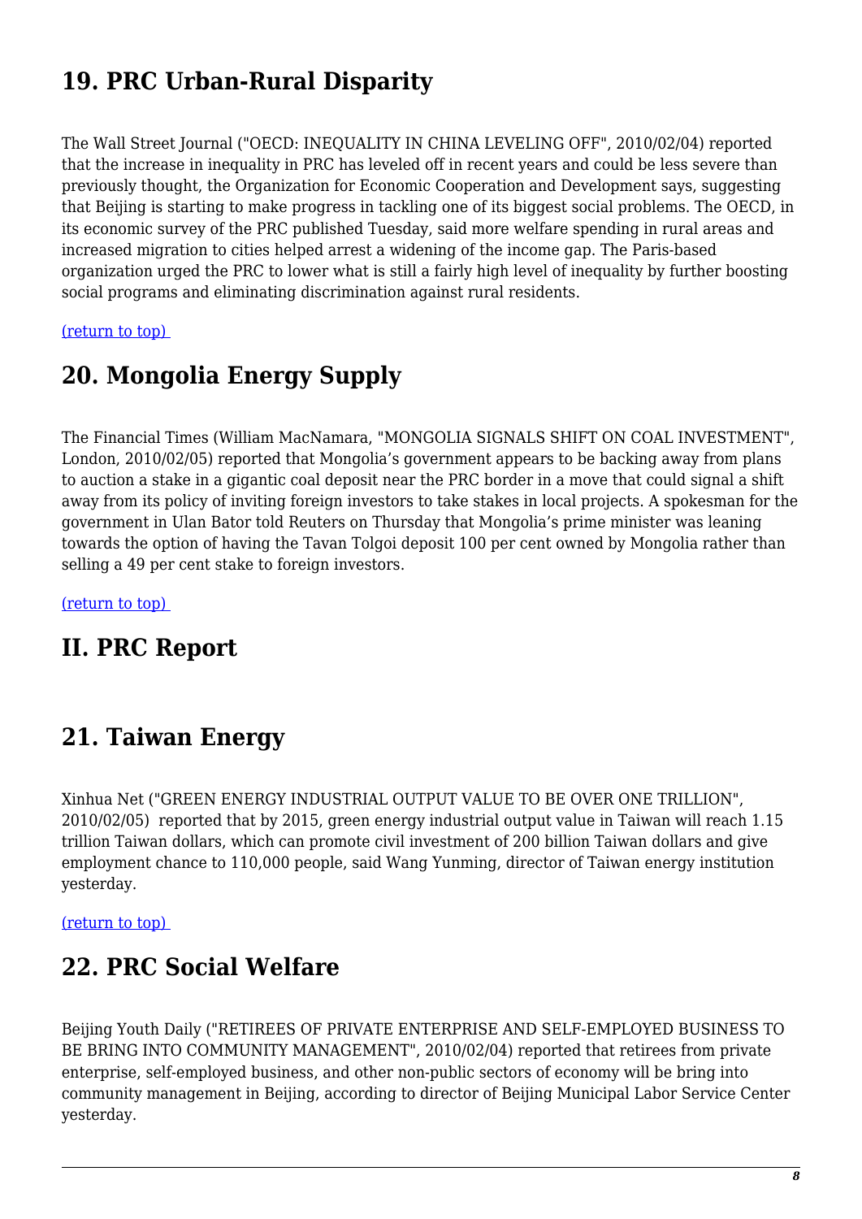## 19. PRC Urban-Rural Disparity

The Wall Street Journal ("OECD: INEQUALITY IN CHINA LEVELING OFF", 2010/02/04) reported that the increase in inequality in PRC has leveled off in recent years and could be less severe than previously thought, the Organization for Economic Cooperation and Development says, suggesting that Beijing is starting to make progress in tackling one of its biggest social problems. The OECD, in its economic survey of the PRC published Tuesday, said more welfare spending in rural areas and increased migration to cities helped arrest a widening of the income gap. The Paris-based organization urged the PRC to lower what is still a fairly high level of inequality by further boosting social programs and eliminating discrimination against rural residents.

(return to top)

## 20. Mongolia Energy Supply

The Financial Times (William MacNamara, "MONGOLIA SIGNALS SHIFT ON COAL INVESTMENT", London, 2010/02/05) reported that Mongolia's government appears to be backing away from plans to auction a stake in a gigantic coal deposit near the PRC border in a move that could signal a shift away from its policy of inviting foreign investors to take stakes in local projects. A spokesman for the government in Ulan Bator told Reuters on Thursday that Mongolia's prime minister was leaning towards the option of having the Tavan Tolgoi deposit 100 per cent owned by Mongolia rather than selling a 49 per cent stake to foreign investors.

(return to top)

# II. PRC Report

## 21. Taiwan Energy

Xinhua Net ("GREEN ENERGY INDUSTRIAL OUTPUT VALUE TO BE OVER ONE TRILLION", 2010/02/05) reported that by 2015, green energy industrial output value in Taiwan will reach 1.15 trillion Taiwan dollars, which can promote civil investment of 200 billion Taiwan dollars and give employment chance to 110,000 people, said Wang Yunming, director of Taiwan energy institution yesterday.

(return to top)

## 22. PRC Social Welfare

Beijing Youth Daily ("RETIREES OF PRIVATE ENTERPRISE AND SELF-EMPLOYED BUSINESS TO BE BRING INTO COMMUNITY MANAGEMENT", 2010/02/04) reported that retirees from private enterprise, self-employed business, and other non-public sectors of economy will be bring into community management in Beijing, according to director of Beijing Municipal Labor Service Center yesterday.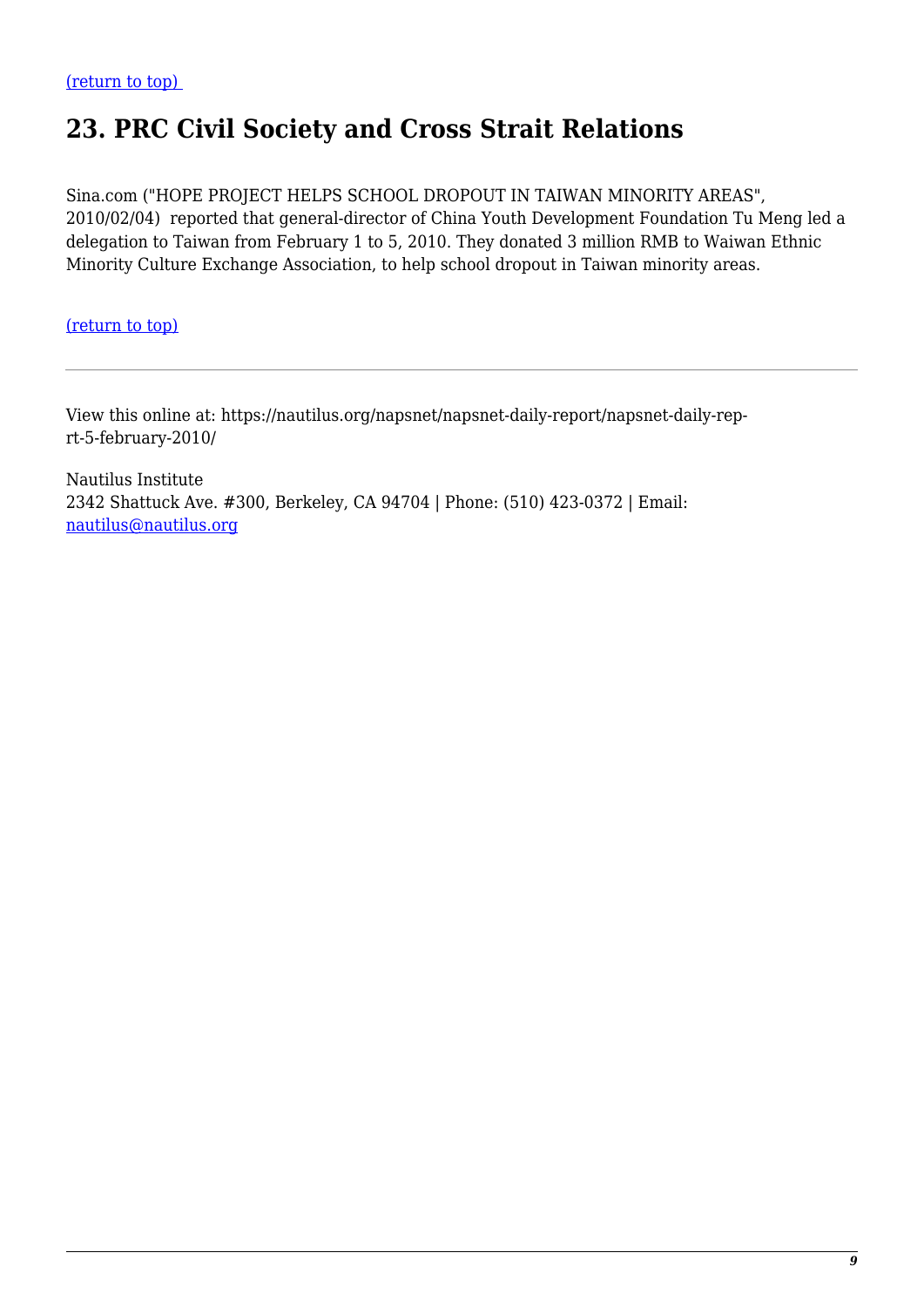[(return to top)](#)

## 23. PRC Civil Society and Cross Strait Relations

Sina.com ("HOPE PROJECT HELPS SCHOOL DROPOUT IN TAIWAN MINORITY AREAS", 2010/02/04) reported that general-director of China Youth Development Foundation Tu Meng led a delegation to Taiwan from February 1 to 5, 2010. They donated 3 million RMB to Waiwan Ethnic Minority Culture Exchange Association, to help school dropout in Taiwan minority areas.

[(return to top)](#)

---

View this online at: https://nautilus.org/napsnet/napsnet-daily-report/napsnet-daily-rep-rt-5-february-2010/

Nautilus Institute
2342 Shattuck Ave. #300, Berkeley, CA 94704 | Phone: (510) 423-0372 | Email: [nautilus@nautilus.org](mailto:nautilus@nautilus.org)